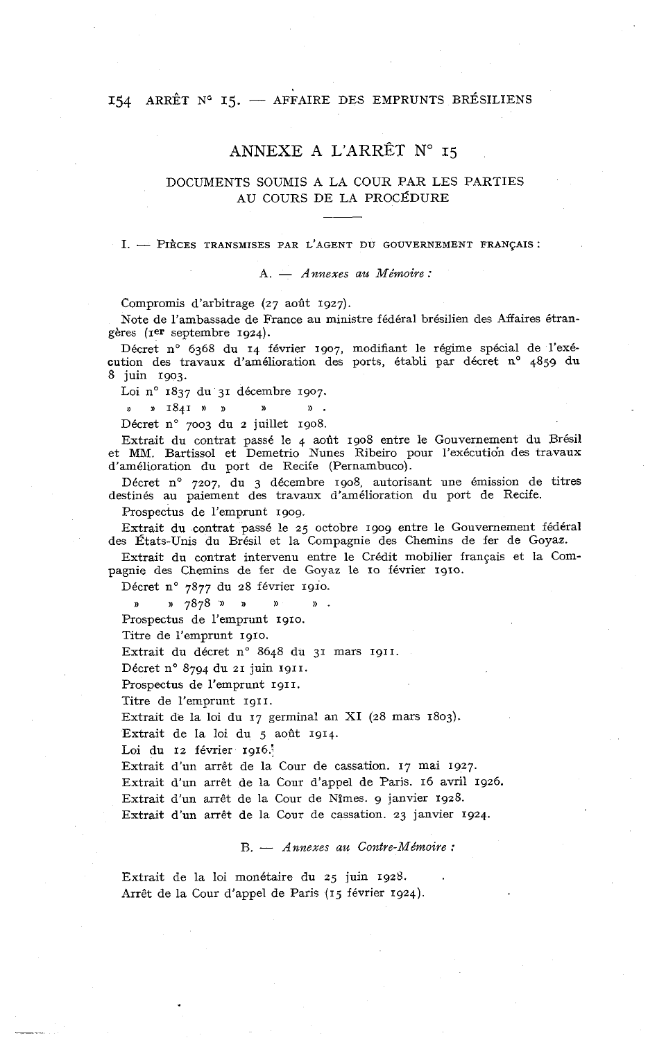# ANNEXE A L'ARRÊT N° 15

## DOCUMENTS SOUMIS A LA COUR PAR LES PARTIES AU COURS DE LA PROCÉDURE

### I. — Pièces transmises par l'agent du gouvernement français :

#### A. — *Annexes au Mémoire :*

Compromis d'arbitrage (27 août 1927).

Note de l'ambassade de France au ministre fédéral brésilien des Affaires étrangères (1er septembre 1924).

Décret n° 6368 du 14 février 1907, modifiant le régime spécial de l'exécution des travaux d'amélioration des ports, établi par décret n° 4859 du 8 juin 1903.

Loi n° 1837 du 31 décembre 1907.

» » 1841 » » » ».

Décret n° 7003 du 2 juillet 1908.

Extrait du contrat passé le 4 août 1908 entre le Gouvernement du Brésil et MM. Bartissol et Demetrio Nunes Ribeiro pour l'exécution des travaux d'amélioration du port de Recife (Pernambuco).

Décret n° 7207, du 3 décembre 1908, autorisant une émission de titres destinés au paiement des travaux d'amélioration du port de Recife.

Prospectus de l'emprunt 1909.

Extrait du contrat passé le 25 octobre 1909 entre le Gouvernement fédéral des États-Unis du Brésil et la Compagnie des Chemins de fer de Goyaz.

Extrait du contrat intervenu entre le Crédit mobilier français et la Compagnie des Chemins de fer de Goyaz le 10 février 1910.

Décret n° 7877 du 28 février 1910.

» » 7878 » » » ».

Prospectus de l'emprunt 1910.

Titre de l'emprunt 1910.

Extrait du décret n° 8648 du 31 mars 1911.

Décret n° 8794 du 21 juin 1911.

Prospectus de l'emprunt 1911.

Titre de l'emprunt 1911.

Extrait de la loi du 17 germinal an XI (28 mars 1803).

Extrait de la loi du 5 août 1914.

Loi du 12 février 1916.

Extrait d'un arrêt de la Cour de cassation. 17 mai 1927.

Extrait d'un arrêt de la Cour d'appel de Paris. 16 avril 1926.

Extrait d'un arrêt de la Cour de Nîmes. 9 janvier 1928.

Extrait d'un arrêt de la Cour de cassation. 23 janvier 1924.

#### B. — *Annexes au Contre-Mémoire :*

Extrait de la loi monétaire du 25 juin 1928.

Arrêt de la Cour d'appel de Paris (15 février 1924).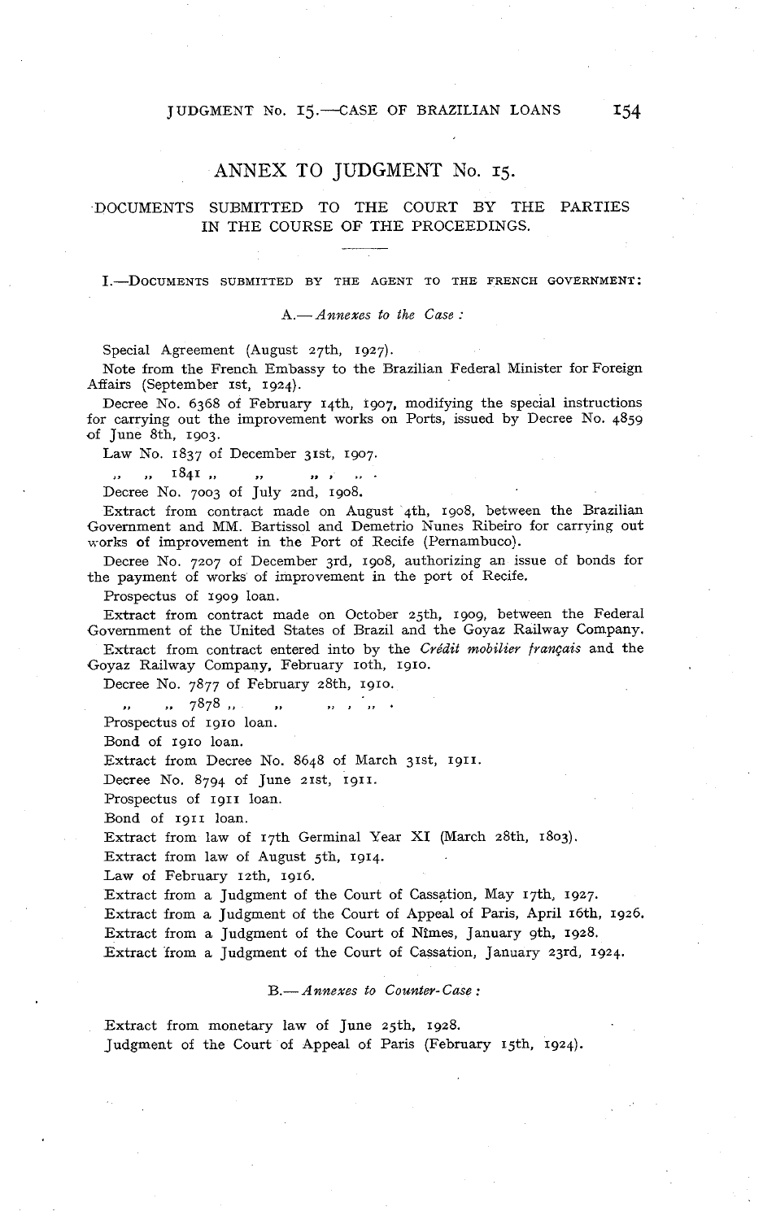# ANNEX TO JUDGMENT No. 15.

## DOCUMENTS SUBMITTED TO THE COURT BY THE PARTIES IN THE COURSE OF THE PROCEEDINGS.

### I.—Documents submitted by the Agent to the French Government:

#### A.—*Annexes to the Case:*

Special Agreement (August 27th, 1927).

Note from the French Embassy to the Brazilian Federal Minister for Foreign Affairs (September 1st, 1924).

Decree No. 6368 of February 14th, 1907, modifying the special instructions for carrying out the improvement works on Ports, issued by Decree No. 4859 of June 8th, 1903.

Law No. 1837 of December 31st, 1907.

" " 1841 " " " " .

Decree No. 7003 of July 2nd, 1908.

Extract from contract made on August 4th, 1908, between the Brazilian Government and MM. Bartissol and Demetrio Nunes Ribeiro for carrying out works of improvement in the Port of Recife (Pernambuco).

Decree No. 7207 of December 3rd, 1908, authorizing an issue of bonds for the payment of works of improvement in the port of Recife.

Prospectus of 1909 loan.

Extract from contract made on October 25th, 1909, between the Federal Government of the United States of Brazil and the Goyaz Railway Company.

Extract from contract entered into by the *Crédit mobilier français* and the Goyaz Railway Company, February 10th, 1910.

Decree No. 7877 of February 28th, 1910.

" " 7878 " " " " .

Prospectus of 1910 loan.

Bond of 1910 loan.

Extract from Decree No. 8648 of March 31st, 1911.

Decree No. 8794 of June 21st, 1911.

Prospectus of 1911 loan.

Bond of 1911 loan.

Extract from law of 17th Germinal Year XI (March 28th, 1803).

Extract from law of August 5th, 1914.

Law of February 12th, 1916.

Extract from a Judgment of the Court of Cassation, May 17th, 1927.

Extract from a Judgment of the Court of Appeal of Paris, April 16th, 1926.

Extract from a Judgment of the Court of Nîmes, January 9th, 1928.

Extract from a Judgment of the Court of Cassation, January 23rd, 1924.

#### B.—*Annexes to Counter-Case:*

Extract from monetary law of June 25th, 1928.

Judgment of the Court of Appeal of Paris (February 15th, 1924).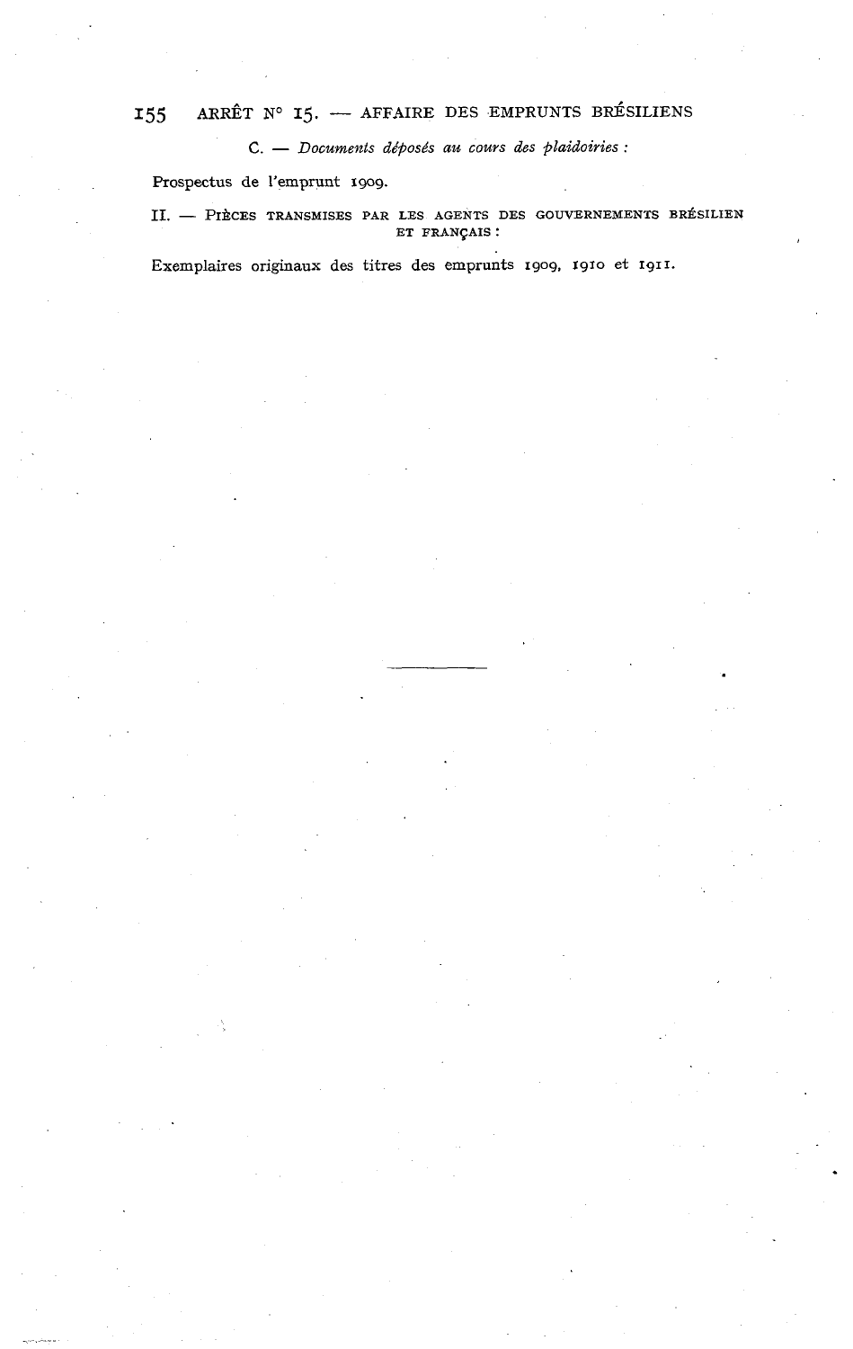C. — *Documents déposés au cours des plaidoiries :*

Prospectus de l'emprunt 1909.

II. — PIÈCES TRANSMISES PAR LES AGENTS DES GOUVERNEMENTS BRÉSILIEN ET FRANÇAIS :

Exemplaires originaux des titres des emprunts 1909, 1910 et 1911.

---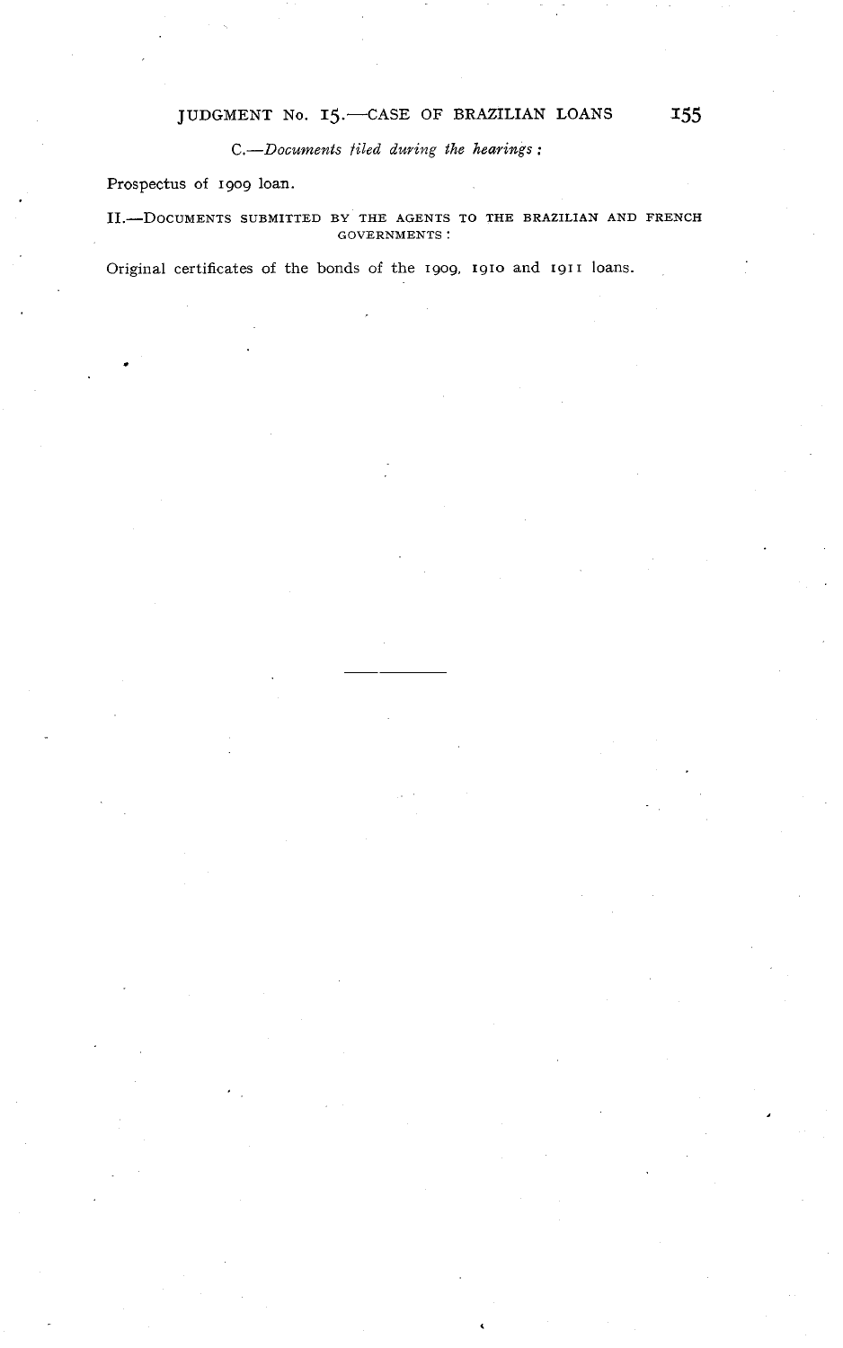*C.—Documents filed during the hearings:*

Prospectus of 1909 loan.

II.—DOCUMENTS SUBMITTED BY THE AGENTS TO THE BRAZILIAN AND FRENCH GOVERNMENTS:

Original certificates of the bonds of the 1909, 1910 and 1911 loans.